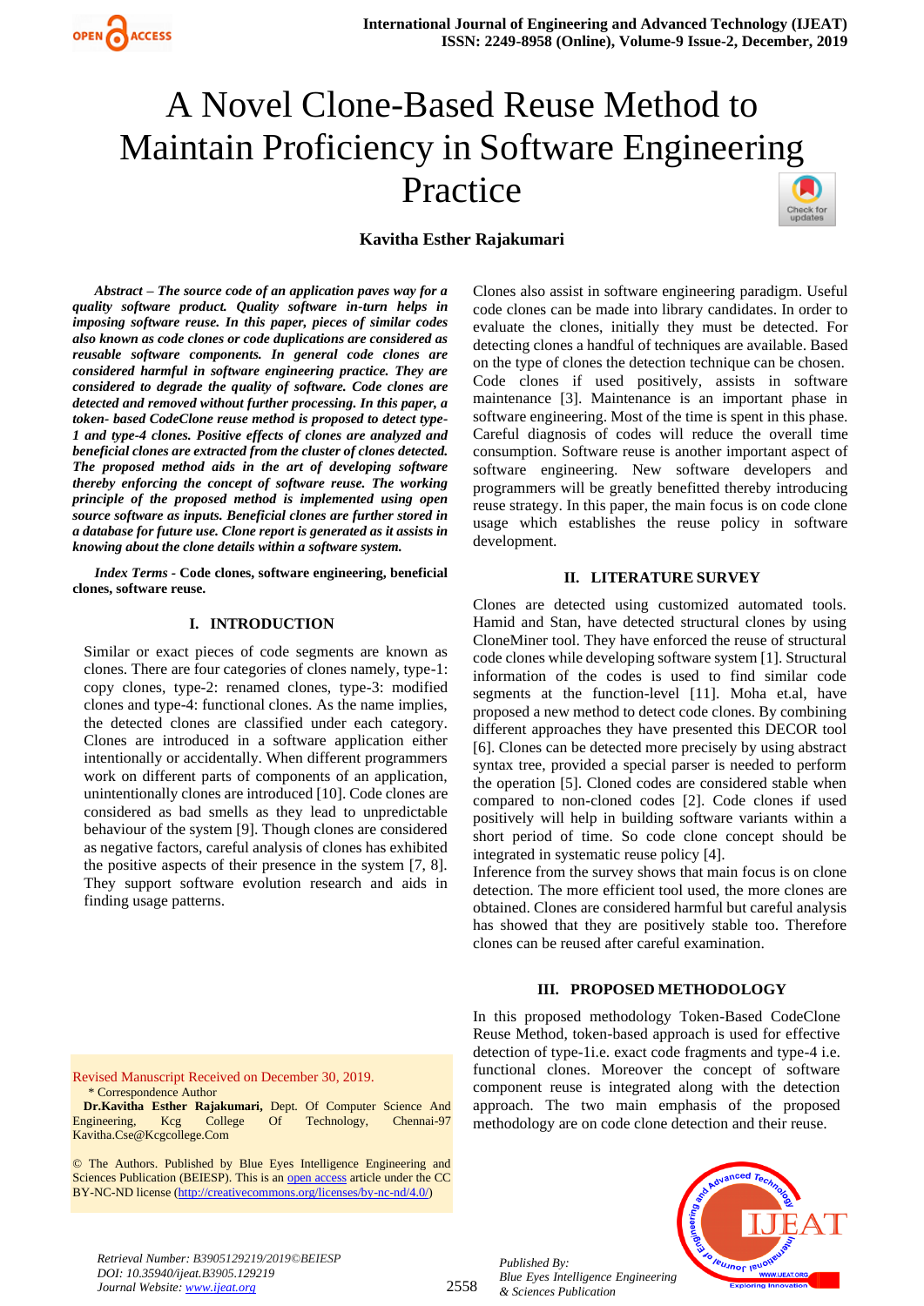# A Novel Clone-Based Reuse Method to Maintain Proficiency in Software Engineering Practice

**Kavitha Esther Rajakumari**

***Abstract – The source code of an application paves way for a quality software product. Quality software in-turn helps in imposing software reuse. In this paper, pieces of similar codes also known as code clones or code duplications are considered as reusable software components. In general code clones are considered harmful in software engineering practice. They are considered to degrade the quality of software. Code clones are detected and removed without further processing. In this paper, a token- based CodeClone reuse method is proposed to detect type-1 and type-4 clones. Positive effects of clones are analyzed and beneficial clones are extracted from the cluster of clones detected. The proposed method aids in the art of developing software thereby enforcing the concept of software reuse. The working principle of the proposed method is implemented using open source software as inputs. Beneficial clones are further stored in a database for future use. Clone report is generated as it assists in knowing about the clone details within a software system.***

***Index Terms* - Code clones, software engineering, beneficial clones, software reuse.**

## I. INTRODUCTION

Similar or exact pieces of code segments are known as clones. There are four categories of clones namely, type-1: copy clones, type-2: renamed clones, type-3: modified clones and type-4: functional clones. As the name implies, the detected clones are classified under each category. Clones are introduced in a software application either intentionally or accidentally. When different programmers work on different parts of components of an application, unintentionally clones are introduced [10]. Code clones are considered as bad smells as they lead to unpredictable behaviour of the system [9]. Though clones are considered as negative factors, careful analysis of clones has exhibited the positive aspects of their presence in the system [7, 8]. They support software evolution research and aids in finding usage patterns.

Clones also assist in software engineering paradigm. Useful code clones can be made into library candidates. In order to evaluate the clones, initially they must be detected. For detecting clones a handful of techniques are available. Based on the type of clones the detection technique can be chosen. Code clones if used positively, assists in software maintenance [3]. Maintenance is an important phase in software engineering. Most of the time is spent in this phase. Careful diagnosis of codes will reduce the overall time consumption. Software reuse is another important aspect of software engineering. New software developers and programmers will be greatly benefitted thereby introducing reuse strategy. In this paper, the main focus is on code clone usage which establishes the reuse policy in software development.

## II. LITERATURE SURVEY

Clones are detected using customized automated tools. Hamid and Stan, have detected structural clones by using CloneMiner tool. They have enforced the reuse of structural code clones while developing software system [1]. Structural information of the codes is used to find similar code segments at the function-level [11]. Moha et.al, have proposed a new method to detect code clones. By combining different approaches they have presented this DECOR tool [6]. Clones can be detected more precisely by using abstract syntax tree, provided a special parser is needed to perform the operation [5]. Cloned codes are considered stable when compared to non-cloned codes [2]. Code clones if used positively will help in building software variants within a short period of time. So code clone concept should be integrated in systematic reuse policy [4].

Inference from the survey shows that main focus is on clone detection. The more efficient tool used, the more clones are obtained. Clones are considered harmful but careful analysis has showed that they are positively stable too. Therefore clones can be reused after careful examination.

## III. PROPOSED METHODOLOGY

In this proposed methodology Token-Based CodeClone Reuse Method, token-based approach is used for effective detection of type-1i.e. exact code fragments and type-4 i.e. functional clones. Moreover the concept of software component reuse is integrated along with the detection approach. The two main emphasis of the proposed methodology are on code clone detection and their reuse.

Revised Manuscript Received on December 30, 2019.

\* Correspondence Author

**Dr.Kavitha Esther Rajakumari,** Dept. Of Computer Science And Engineering, Kcg College Of Technology, Chennai-97 Kavitha.Cse@Kcgcollege.Com

© The Authors. Published by Blue Eyes Intelligence Engineering and Sciences Publication (BEIESP). This is an open access article under the CC BY-NC-ND license (http://creativecommons.org/licenses/by-nc-nd/4.0/)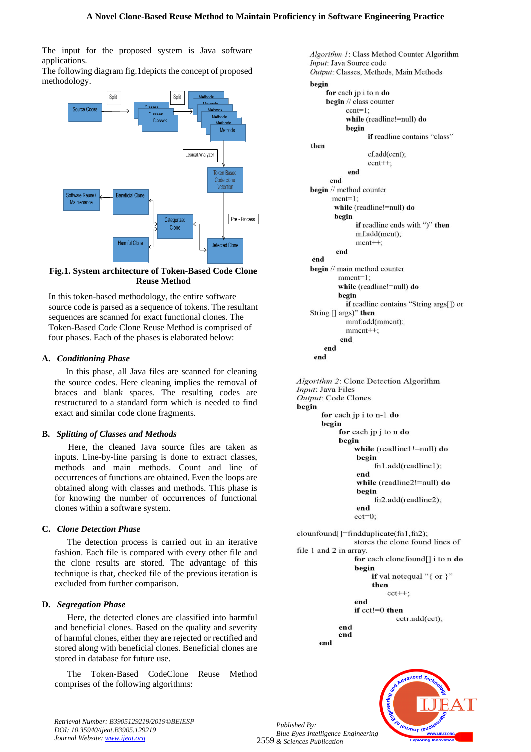The input for the proposed system is Java software applications.

The following diagram fig.1depicts the concept of proposed methodology.

Fig.1. System architecture of Token-Based Code Clone Reuse Method

In this token-based methodology, the entire software source code is parsed as a sequence of tokens. The resultant sequences are scanned for exact functional clones. The Token-Based Code Clone Reuse Method is comprised of four phases. Each of the phases is elaborated below:

### A. *Conditioning Phase*

In this phase, all Java files are scanned for cleaning the source codes. Here cleaning implies the removal of braces and blank spaces. The resulting codes are restructured to a standard form which is needed to find exact and similar code clone fragments.

### B. *Splitting of Classes and Methods*

Here, the cleaned Java source files are taken as inputs. Line-by-line parsing is done to extract classes, methods and main methods. Count and line of occurrences of functions are obtained. Even the loops are obtained along with classes and methods. This phase is for knowing the number of occurrences of functional clones within a software system.

### C. *Clone Detection Phase*

The detection process is carried out in an iterative fashion. Each file is compared with every other file and the clone results are stored. The advantage of this technique is that, checked file of the previous iteration is excluded from further comparison.

### D. *Segregation Phase*

Here, the detected clones are classified into harmful and beneficial clones. Based on the quality and severity of harmful clones, either they are rejected or rectified and stored along with beneficial clones. Beneficial clones are stored in database for future use.

The Token-Based CodeClone Reuse Method comprises of the following algorithms:

*Algorithm 1*: Class Method Counter Algorithm
*Input*: Java Source code
*Output*: Classes, Methods, Main Methods

```
begin
    for each jp i to n do
    begin // class counter
        ccnt=1;
        while (readline!=null) do
        begin
            if readline contains "class"
then
            cf.add(ccnt);
            ccnt++;
        end
    end
begin // method counter
    mcnt=1;
    while (readline!=null) do
    begin
        if readline ends with ")" then
        mf.add(mcnt);
        mcnt++;
    end
end
begin // main method counter
    mmcnt=1;
    while (readline!=null) do
    begin
        if readline contains "String args[] or
String [] args)" then
        mmf.add(mmcnt);
        mmcnt++;
    end
  end
end
```

*Algorithm 2*: Clone Detection Algorithm
*Input*: Java Files
*Output*: Code Clones

```
begin
    for each jp i to n-1 do
    begin
        for each jp j to n do
        begin
            while (readline1!=null) do
            begin
                fn1.add(readline1);
            end
            while (readline2!=null) do
            begin
                fn2.add(readline2);
            end
            cct=0;
clounfound[]=findduplicate(fn1,fn2);
            stores the clone found lines of
file 1 and 2 in array.
            for each clonefound[] i to n do
            begin
                if val notequal "{ or }"
                then
                    cct++;
            end
            if cct!=0 then
                    cctr.add(cct);
        end
        end
    end
```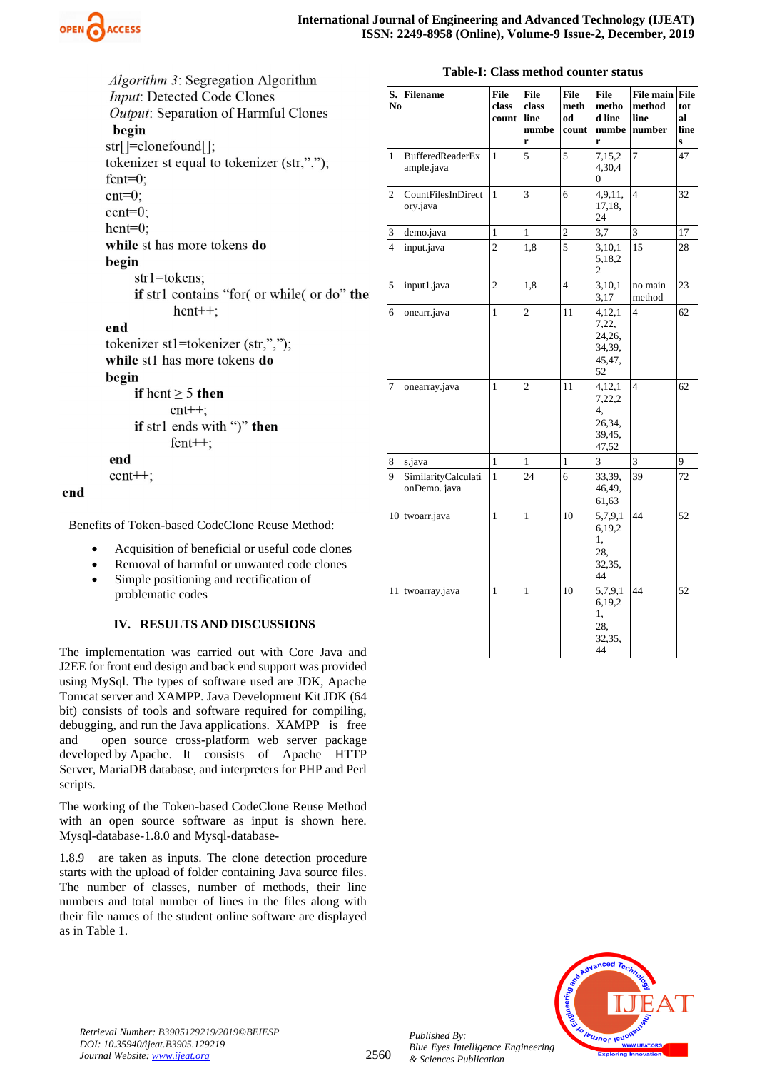*Algorithm 3*: Segregation Algorithm
*Input*: Detected Code Clones
*Output*: Separation of Harmful Clones

```
begin
str[]=clonefound[];
tokenizer st equal to tokenizer (str,",");
fcnt=0;
cnt=0;
ccnt=0;
hcnt=0;
while st has more tokens do
begin
    str1=tokens;
    if str1 contains "for( or while( or do" the
        hcnt++;
end
tokenizer st1=tokenizer (str,",");
while st1 has more tokens do
begin
    if hcnt ≥ 5 then
        cnt++;
    if str1 ends with ")" then
        fcnt++;
end
ccnt++;
end
```

Benefits of Token-based CodeClone Reuse Method:

- Acquisition of beneficial or useful code clones
- Removal of harmful or unwanted code clones
- Simple positioning and rectification of problematic codes

## IV. RESULTS AND DISCUSSIONS

The implementation was carried out with Core Java and J2EE for front end design and back end support was provided using MySql. The types of software used are JDK, Apache Tomcat server and XAMPP. Java Development Kit JDK (64 bit) consists of tools and software required for compiling, debugging, and run the Java applications. XAMPP is free and open source cross-platform web server package developed by Apache. It consists of Apache HTTP Server, MariaDB database, and interpreters for PHP and Perl scripts.

The working of the Token-based CodeClone Reuse Method with an open source software as input is shown here. Mysql-database-1.8.0 and Mysql-database-1.8.9 are taken as inputs. The clone detection procedure starts with the upload of folder containing Java source files. The number of classes, number of methods, their line numbers and total number of lines in the files along with their file names of the student online software are displayed as in Table 1.

**Table-I: Class method counter status**

| S. No | Filename | File class count | File class line number | File method count | File method line number | File main method line number | File total lines |
|---|---|---|---|---|---|---|---|
| 1 | BufferedReaderExample.java | 1 | 5 | 5 | 7,15,24,30,40 | 7 | 47 |
| 2 | CountFilesInDirectory.java | 1 | 3 | 6 | 4,9,11,17,18,24 | 4 | 32 |
| 3 | demo.java | 1 | 1 | 2 | 3,7 | 3 | 17 |
| 4 | input.java | 2 | 1,8 | 5 | 3,10,15,18,22 | 15 | 28 |
| 5 | input1.java | 2 | 1,8 | 4 | 3,10,13,17 | no main method | 23 |
| 6 | onearr.java | 1 | 2 | 11 | 4,12,17,22,24,26,34,39,45,47,52 | 4 | 62 |
| 7 | onearray.java | 1 | 2 | 11 | 4,12,17,22,24,26,34,39,45,47,52 | 4 | 62 |
| 8 | s.java | 1 | 1 | 1 | 3 | 3 | 9 |
| 9 | SimilarityCalculationDemo. java | 1 | 24 | 6 | 33,39,46,49,61,63 | 39 | 72 |
| 10 | twoarr.java | 1 | 1 | 10 | 5,7,9,16,19,21,28,32,35,44 | 44 | 52 |
| 11 | twoarray.java | 1 | 1 | 10 | 5,7,9,16,19,21,28,32,35,44 | 44 | 52 |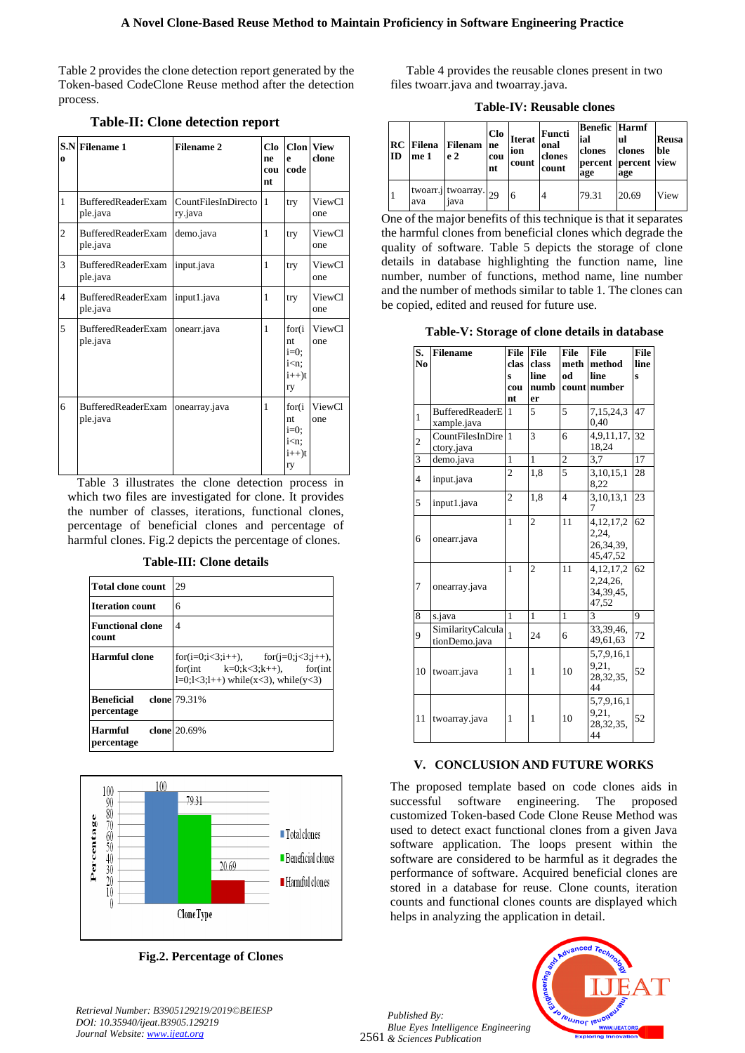Table 2 provides the clone detection report generated by the Token-based CodeClone Reuse method after the detection process.

**Table-II: Clone detection report**

| S.No | Filename 1 | Filename 2 | Clone count | Clone code | View clone |
|---|---|---|---|---|---|
| 1 | BufferedReaderExample.java | CountFilesInDirectory.java | 1 | try | ViewClone |
| 2 | BufferedReaderExample.java | demo.java | 1 | try | ViewClone |
| 3 | BufferedReaderExample.java | input.java | 1 | try | ViewClone |
| 4 | BufferedReaderExample.java | input1.java | 1 | try | ViewClone |
| 5 | BufferedReaderExample.java | onearr.java | 1 | for(int i=0; i<n; i++)try | ViewClone |
| 6 | BufferedReaderExample.java | onearray.java | 1 | for(int i=0; i<n; i++)try | ViewClone |

Table 3 illustrates the clone detection process in which two files are investigated for clone. It provides the number of classes, iterations, functional clones, percentage of beneficial clones and percentage of harmful clones. Fig.2 depicts the percentage of clones.

**Table-III: Clone details**

| | |
|---|---|
| **Total clone count** | 29 |
| **Iteration count** | 6 |
| **Functional clone count** | 4 |
| **Harmful clone** | for(i=0;i<3;i++), for(j=0;j<3;j++), for(int k=0;k<3;k++), for(int l=0;l<3;l++) while(x<3), while(y<3) |
| **Beneficial clone percentage** | 79.31% |
| **Harmful clone percentage** | 20.69% |

**Fig.2. Percentage of Clones**

Table 4 provides the reusable clones present in two files twoarr.java and twoarray.java.

**Table-IV: Reusable clones**

| RC ID | Filename 1 | Filename 2 | Clone count | Iteration count | Functional clones count | Beneficial clones percentage | Harmful clones percentage | Reusable view |
|---|---|---|---|---|---|---|---|---|
| 1 | twoarr.java | twoarray.java | 29 | 6 | 4 | 79.31 | 20.69 | View |

One of the major benefits of this technique is that it separates the harmful clones from beneficial clones which degrade the quality of software. Table 5 depicts the storage of clone details in database highlighting the function name, line number, number of functions, method name, line number and the number of methods similar to table 1. The clones can be copied, edited and reused for future use.

**Table-V: Storage of clone details in database**

| S. No | Filename | File class count | File class line number | File method count | File method line number | File lines |
|---|---|---|---|---|---|---|
| 1 | BufferedReaderExample.java | 1 | 5 | 5 | 7,15,24,30,40 | 47 |
| 2 | CountFilesInDirectory.java | 1 | 3 | 6 | 4,9,11,17,18,24 | 32 |
| 3 | demo.java | 1 | 1 | 2 | 3,7 | 17 |
| 4 | input.java | 2 | 1,8 | 5 | 3,10,15,18,22 | 28 |
| 5 | input1.java | 2 | 1,8 | 4 | 3,10,13,17 | 23 |
| 6 | onearr.java | 1 | 2 | 11 | 4,12,17,22,24, 26,34,39, 45,47,52 | 62 |
| 7 | onearray.java | 1 | 2 | 11 | 4,12,17,22,24,26, 34,39,45, 47,52 | 62 |
| 8 | s.java | 1 | 1 | 1 | 3 | 9 |
| 9 | SimilarityCalculationDemo.java | 1 | 24 | 6 | 33,39,46, 49,61,63 | 72 |
| 10 | twoarr.java | 1 | 1 | 10 | 5,7,9,16,19,21, 28,32,35, 44 | 52 |
| 11 | twoarray.java | 1 | 1 | 10 | 5,7,9,16,19,21, 28,32,35, 44 | 52 |

## V. CONCLUSION AND FUTURE WORKS

The proposed template based on code clones aids in successful software engineering. The proposed customized Token-based Code Clone Reuse Method was used to detect exact functional clones from a given Java software application. The loops present within the software are considered to be harmful as it degrades the performance of software. Acquired beneficial clones are stored in a database for reuse. Clone counts, iteration counts and functional clones counts are displayed which helps in analyzing the application in detail.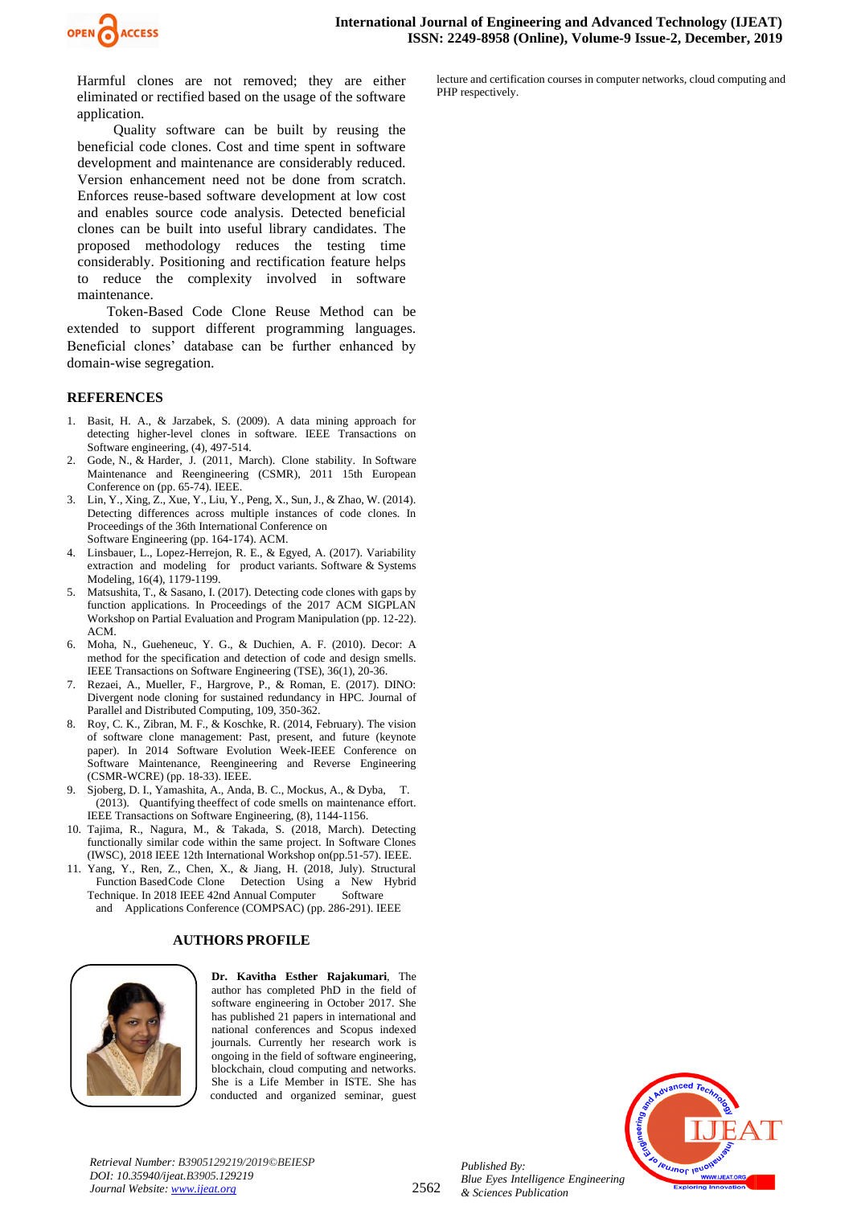Harmful clones are not removed; they are either eliminated or rectified based on the usage of the software application.

Quality software can be built by reusing the beneficial code clones. Cost and time spent in software development and maintenance are considerably reduced. Version enhancement need not be done from scratch. Enforces reuse-based software development at low cost and enables source code analysis. Detected beneficial clones can be built into useful library candidates. The proposed methodology reduces the testing time considerably. Positioning and rectification feature helps to reduce the complexity involved in software maintenance.

Token-Based Code Clone Reuse Method can be extended to support different programming languages. Beneficial clones' database can be further enhanced by domain-wise segregation.

## REFERENCES

1. Basit, H. A., & Jarzabek, S. (2009). A data mining approach for detecting higher-level clones in software. IEEE Transactions on Software engineering, (4), 497-514.
2. Gode, N., & Harder, J. (2011, March). Clone stability. In Software Maintenance and Reengineering (CSMR), 2011 15th European Conference on (pp. 65-74). IEEE.
3. Lin, Y., Xing, Z., Xue, Y., Liu, Y., Peng, X., Sun, J., & Zhao, W. (2014). Detecting differences across multiple instances of code clones. In Proceedings of the 36th International Conference on Software Engineering (pp. 164-174). ACM.
4. Linsbauer, L., Lopez-Herrejon, R. E., & Egyed, A. (2017). Variability extraction and modeling for product variants. Software & Systems Modeling, 16(4), 1179-1199.
5. Matsushita, T., & Sasano, I. (2017). Detecting code clones with gaps by function applications. In Proceedings of the 2017 ACM SIGPLAN Workshop on Partial Evaluation and Program Manipulation (pp. 12-22). ACM.
6. Moha, N., Gueheneuc, Y. G., & Duchien, A. F. (2010). Decor: A method for the specification and detection of code and design smells. IEEE Transactions on Software Engineering (TSE), 36(1), 20-36.
7. Rezaei, A., Mueller, F., Hargrove, P., & Roman, E. (2017). DINO: Divergent node cloning for sustained redundancy in HPC. Journal of Parallel and Distributed Computing, 109, 350-362.
8. Roy, C. K., Zibran, M. F., & Koschke, R. (2014, February). The vision of software clone management: Past, present, and future (keynote paper). In 2014 Software Evolution Week-IEEE Conference on Software Maintenance, Reengineering and Reverse Engineering (CSMR-WCRE) (pp. 18-33). IEEE.
9. Sjoberg, D. I., Yamashita, A., Anda, B. C., Mockus, A., & Dyba, T. (2013). Quantifying theeffect of code smells on maintenance effort. IEEE Transactions on Software Engineering, (8), 1144-1156.
10. Tajima, R., Nagura, M., & Takada, S. (2018, March). Detecting functionally similar code within the same project. In Software Clones (IWSC), 2018 IEEE 12th International Workshop on(pp.51-57). IEEE.
11. Yang, Y., Ren, Z., Chen, X., & Jiang, H. (2018, July). Structural Function BasedCode Clone Detection Using a New Hybrid Technique. In 2018 IEEE 42nd Annual Computer Software and Applications Conference (COMPSAC) (pp. 286-291). IEEE

## AUTHORS PROFILE

**Dr. Kavitha Esther Rajakumari**, The author has completed PhD in the field of software engineering in October 2017. She has published 21 papers in international and national conferences and Scopus indexed journals. Currently her research work is ongoing in the field of software engineering, blockchain, cloud computing and networks. She is a Life Member in ISTE. She has conducted and organized seminar, guest lecture and certification courses in computer networks, cloud computing and PHP respectively.